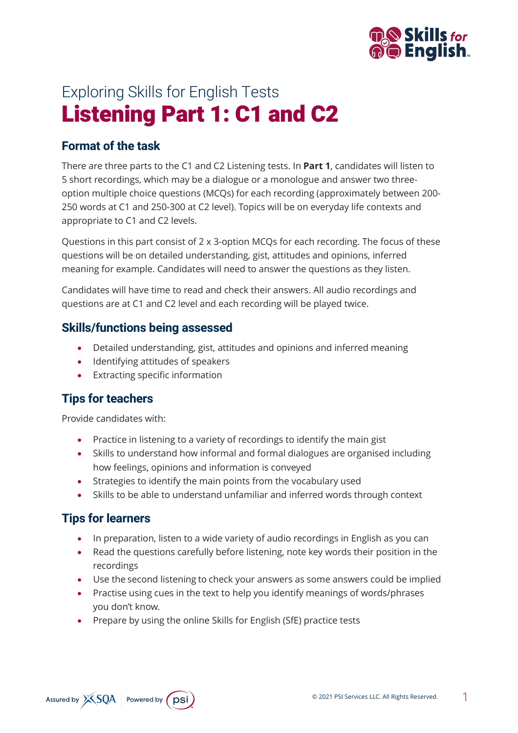Exploring Skills for English Tests

# Listening Part 1: C1 and C2

## Format of the task

There are three parts to the C1 and C2 Listening tests. In **Part 1**, candidates will listen to 5 short recordings, which may be a dialogue or a monologue and answer two three-option multiple choice questions (MCQs) for each recording (approximately between 200-250 words at C1 and 250-300 at C2 level). Topics will be on everyday life contexts and appropriate to C1 and C2 levels.

Questions in this part consist of 2 x 3-option MCQs for each recording. The focus of these questions will be on detailed understanding, gist, attitudes and opinions, inferred meaning for example. Candidates will need to answer the questions as they listen.

Candidates will have time to read and check their answers. All audio recordings and questions are at C1 and C2 level and each recording will be played twice.

## Skills/functions being assessed

- Detailed understanding, gist, attitudes and opinions and inferred meaning
- Identifying attitudes of speakers
- Extracting specific information

## Tips for teachers

Provide candidates with:

- Practice in listening to a variety of recordings to identify the main gist
- Skills to understand how informal and formal dialogues are organised including how feelings, opinions and information is conveyed
- Strategies to identify the main points from the vocabulary used
- Skills to be able to understand unfamiliar and inferred words through context

## Tips for learners

- In preparation, listen to a wide variety of audio recordings in English as you can
- Read the questions carefully before listening, note key words their position in the recordings
- Use the second listening to check your answers as some answers could be implied
- Practise using cues in the text to help you identify meanings of words/phrases you don't know.
- Prepare by using the online Skills for English (SfE) practice tests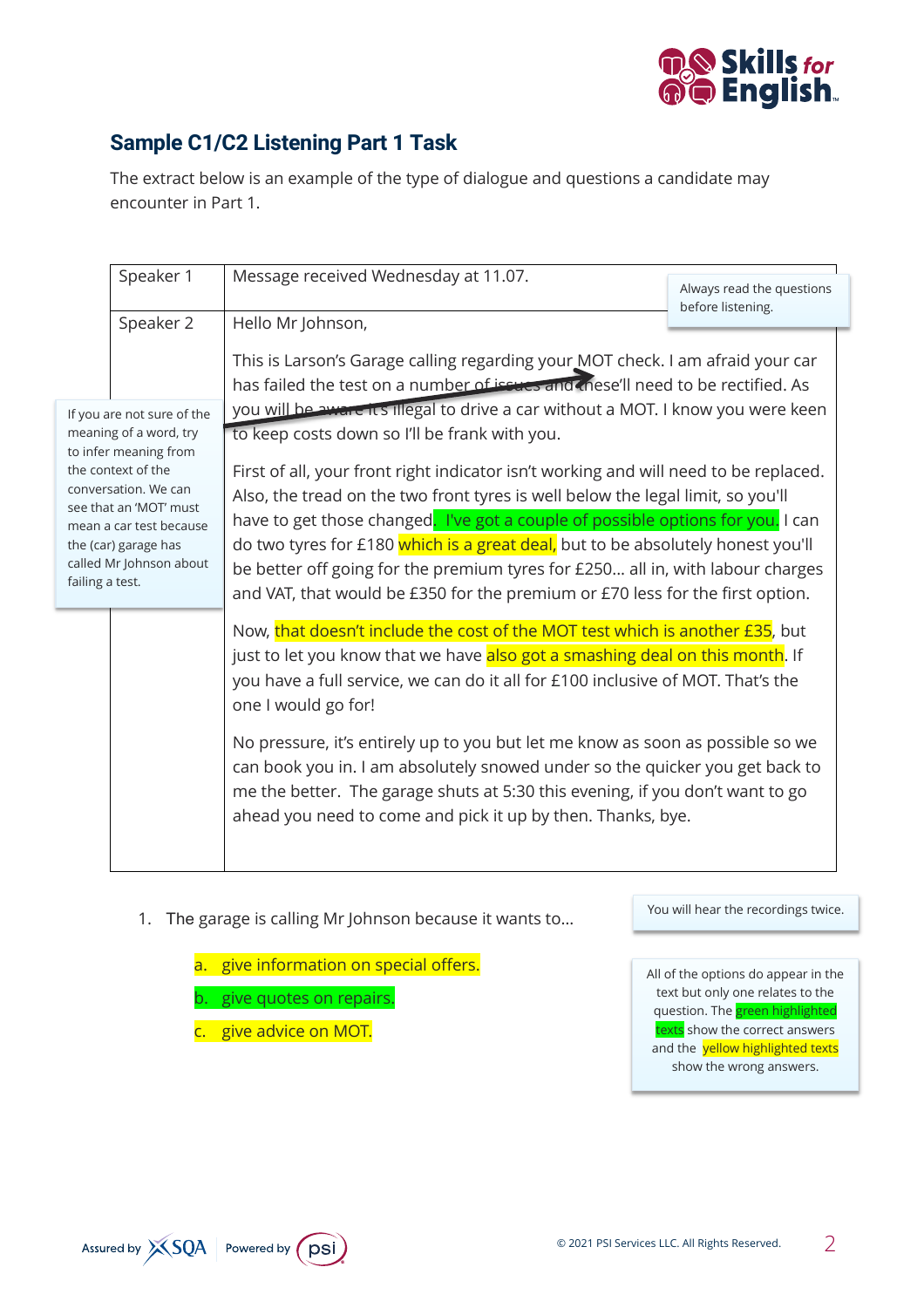## Sample C1/C2 Listening Part 1 Task

The extract below is an example of the type of dialogue and questions a candidate may encounter in Part 1.

> Always read the questions before listening.

| Speaker 1 | Message received Wednesday at 11.07. |
|---|---|
| Speaker 2 | Hello Mr Johnson,<br><br>This is Larson's Garage calling regarding your MOT check. I am afraid your car has failed the test on a number of issues and these'll need to be rectified. As you will be aware it's illegal to drive a car without a MOT. I know you were keen to keep costs down so I'll be frank with you.<br><br>First of all, your front right indicator isn't working and will need to be replaced. Also, the tread on the two front tyres is well below the legal limit, so you'll have to get those changed. I've got a couple of possible options for you. I can do two tyres for £180 which is a great deal, but to be absolutely honest you'll be better off going for the premium tyres for £250… all in, with labour charges and VAT, that would be £350 for the premium or £70 less for the first option.<br><br>Now, that doesn't include the cost of the MOT test which is another £35, but just to let you know that we have also got a smashing deal on this month. If you have a full service, we can do it all for £100 inclusive of MOT. That's the one I would go for!<br><br>No pressure, it's entirely up to you but let me know as soon as possible so we can book you in. I am absolutely snowed under so the quicker you get back to me the better. The garage shuts at 5:30 this evening, if you don't want to go ahead you need to come and pick it up by then. Thanks, bye. |

> If you are not sure of the meaning of a word, try to infer meaning from the context of the conversation. We can see that an 'MOT' must mean a car test because the (car) garage has called Mr Johnson about failing a test.

1. The garage is calling Mr Johnson because it wants to…

   a. give information on special offers.

   b. give quotes on repairs.

   c. give advice on MOT.

> You will hear the recordings twice.

> All of the options do appear in the text but only one relates to the question. The green highlighted texts show the correct answers and the yellow highlighted texts show the wrong answers.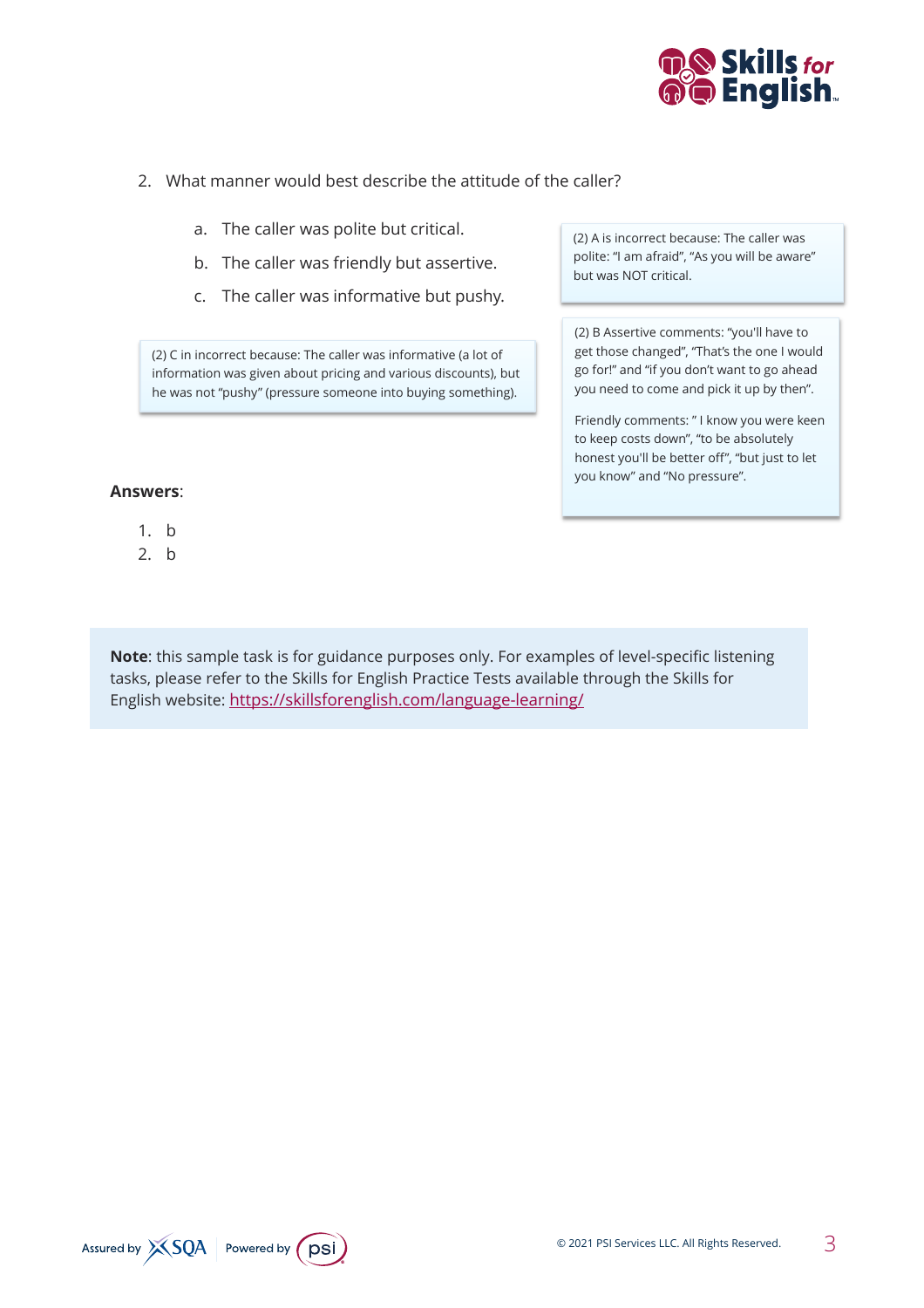2. What manner would best describe the attitude of the caller?

    a. The caller was polite but critical.

    b. The caller was friendly but assertive.

    c. The caller was informative but pushy.

(2) A is incorrect because: The caller was polite: "I am afraid", "As you will be aware" but was NOT critical.

(2) B Assertive comments: "you'll have to get those changed", "That's the one I would go for!" and "if you don't want to go ahead you need to come and pick it up by then".

Friendly comments: " I know you were keen to keep costs down", "to be absolutely honest you'll be better off", "but just to let you know" and "No pressure".

(2) C in incorrect because: The caller was informative (a lot of information was given about pricing and various discounts), but he was not "pushy" (pressure someone into buying something).

**Answers**:

1. b
2. b

**Note**: this sample task is for guidance purposes only. For examples of level-specific listening tasks, please refer to the Skills for English Practice Tests available through the Skills for English website: https://skillsforenglish.com/language-learning/